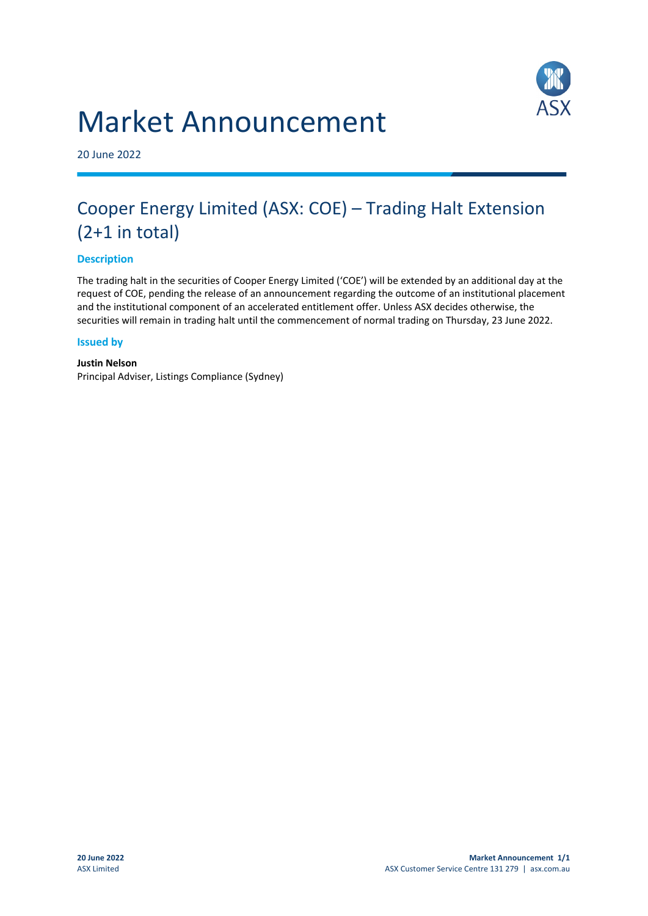# Market Announcement

20 June 2022

## Cooper Energy Limited (ASX: COE) – Trading Halt Extension (2+1 in total)

### Description

The trading halt in the securities of Cooper Energy Limited ('COE') will be extended by an additional day at the request of COE, pending the release of an announcement regarding the outcome of an institutional placement and the institutional component of an accelerated entitlement offer. Unless ASX decides otherwise, the securities will remain in trading halt until the commencement of normal trading on Thursday, 23 June 2022.

### Issued by

**Justin Nelson**
Principal Adviser, Listings Compliance (Sydney)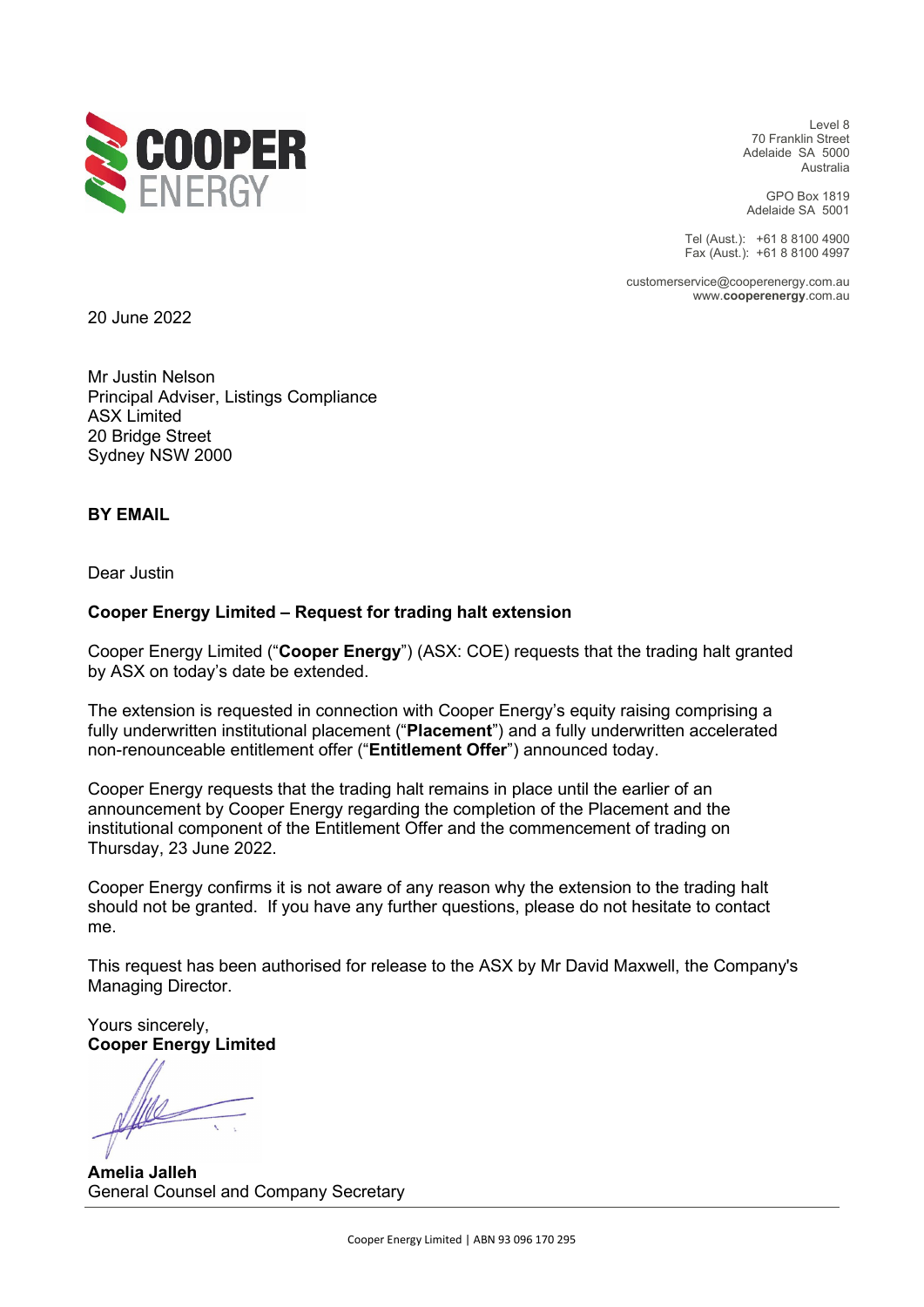Level 8
70 Franklin Street
Adelaide SA 5000
Australia

GPO Box 1819
Adelaide SA 5001

Tel (Aust.): +61 8 8100 4900
Fax (Aust.): +61 8 8100 4997

customerservice@cooperenergy.com.au
www.**cooperenergy**.com.au

20 June 2022

Mr Justin Nelson
Principal Adviser, Listings Compliance
ASX Limited
20 Bridge Street
Sydney NSW 2000

**BY EMAIL**

Dear Justin

**Cooper Energy Limited – Request for trading halt extension**

Cooper Energy Limited ("**Cooper Energy**") (ASX: COE) requests that the trading halt granted by ASX on today's date be extended.

The extension is requested in connection with Cooper Energy's equity raising comprising a fully underwritten institutional placement ("**Placement**") and a fully underwritten accelerated non-renounceable entitlement offer ("**Entitlement Offer**") announced today.

Cooper Energy requests that the trading halt remains in place until the earlier of an announcement by Cooper Energy regarding the completion of the Placement and the institutional component of the Entitlement Offer and the commencement of trading on Thursday, 23 June 2022.

Cooper Energy confirms it is not aware of any reason why the extension to the trading halt should not be granted. If you have any further questions, please do not hesitate to contact me.

This request has been authorised for release to the ASX by Mr David Maxwell, the Company's Managing Director.

Yours sincerely,
**Cooper Energy Limited**

**Amelia Jalleh**
General Counsel and Company Secretary

Cooper Energy Limited | ABN 93 096 170 295